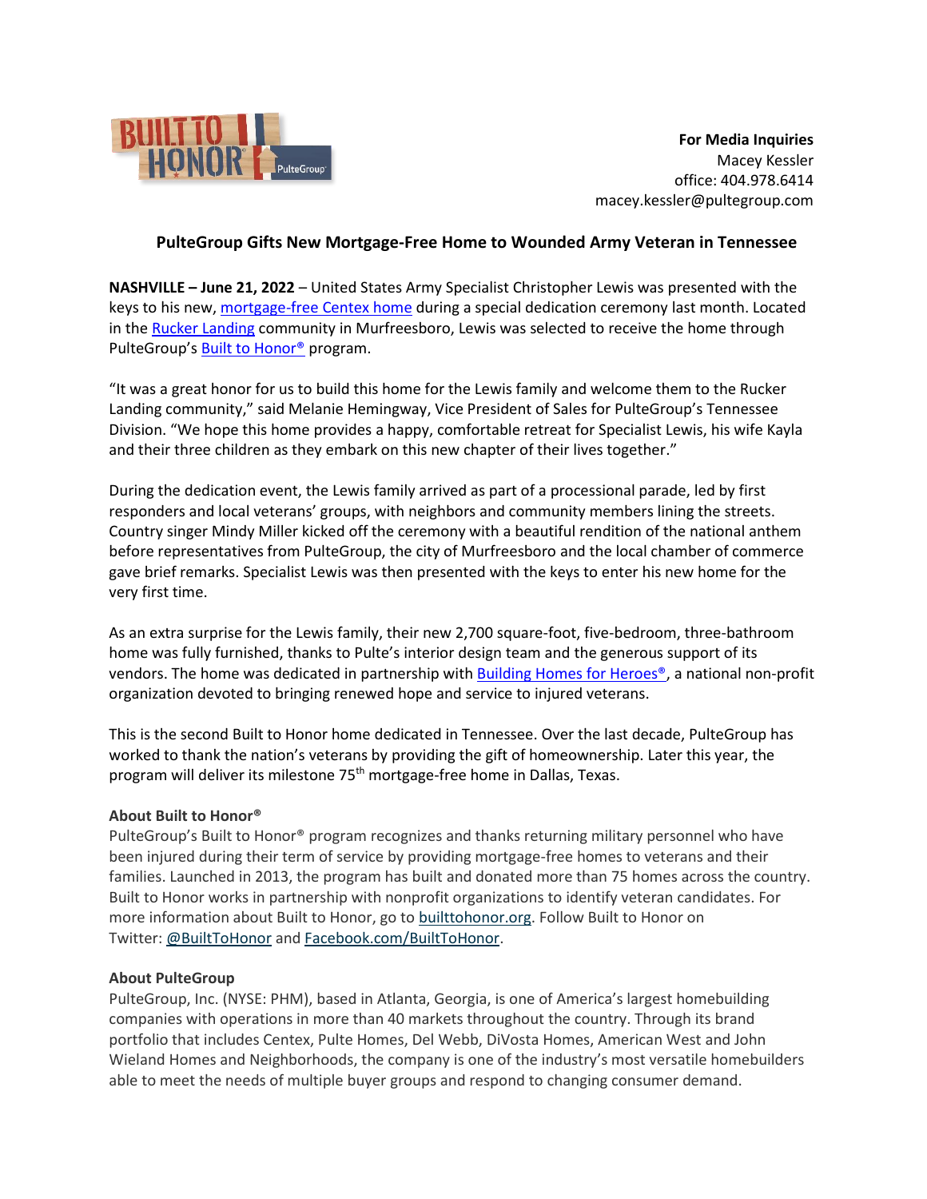**For Media Inquiries**
Macey Kessler
office: 404.978.6414
macey.kessler@pultegroup.com

## PulteGroup Gifts New Mortgage-Free Home to Wounded Army Veteran in Tennessee

**NASHVILLE – June 21, 2022** – United States Army Specialist Christopher Lewis was presented with the keys to his new, mortgage-free Centex home during a special dedication ceremony last month. Located in the Rucker Landing community in Murfreesboro, Lewis was selected to receive the home through PulteGroup's Built to Honor® program.

"It was a great honor for us to build this home for the Lewis family and welcome them to the Rucker Landing community," said Melanie Hemingway, Vice President of Sales for PulteGroup's Tennessee Division. "We hope this home provides a happy, comfortable retreat for Specialist Lewis, his wife Kayla and their three children as they embark on this new chapter of their lives together."

During the dedication event, the Lewis family arrived as part of a processional parade, led by first responders and local veterans' groups, with neighbors and community members lining the streets. Country singer Mindy Miller kicked off the ceremony with a beautiful rendition of the national anthem before representatives from PulteGroup, the city of Murfreesboro and the local chamber of commerce gave brief remarks. Specialist Lewis was then presented with the keys to enter his new home for the very first time.

As an extra surprise for the Lewis family, their new 2,700 square-foot, five-bedroom, three-bathroom home was fully furnished, thanks to Pulte's interior design team and the generous support of its vendors. The home was dedicated in partnership with Building Homes for Heroes®, a national non-profit organization devoted to bringing renewed hope and service to injured veterans.

This is the second Built to Honor home dedicated in Tennessee. Over the last decade, PulteGroup has worked to thank the nation's veterans by providing the gift of homeownership. Later this year, the program will deliver its milestone 75th mortgage-free home in Dallas, Texas.

**About Built to Honor®**

PulteGroup's Built to Honor® program recognizes and thanks returning military personnel who have been injured during their term of service by providing mortgage-free homes to veterans and their families. Launched in 2013, the program has built and donated more than 75 homes across the country. Built to Honor works in partnership with nonprofit organizations to identify veteran candidates. For more information about Built to Honor, go to builttohonor.org. Follow Built to Honor on Twitter: @BuiltToHonor and Facebook.com/BuiltToHonor.

**About PulteGroup**

PulteGroup, Inc. (NYSE: PHM), based in Atlanta, Georgia, is one of America's largest homebuilding companies with operations in more than 40 markets throughout the country. Through its brand portfolio that includes Centex, Pulte Homes, Del Webb, DiVosta Homes, American West and John Wieland Homes and Neighborhoods, the company is one of the industry's most versatile homebuilders able to meet the needs of multiple buyer groups and respond to changing consumer demand.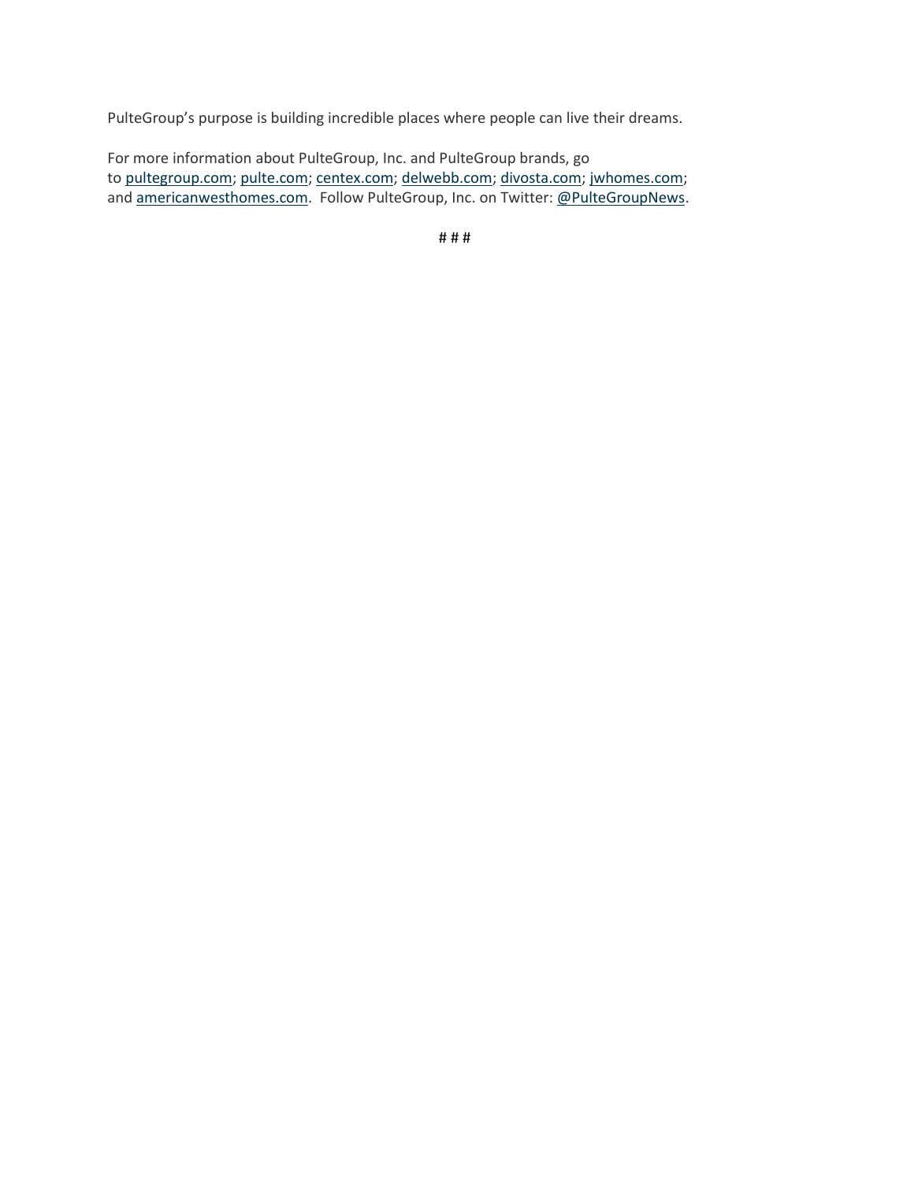PulteGroup's purpose is building incredible places where people can live their dreams.

For more information about PulteGroup, Inc. and PulteGroup brands, go to pultegroup.com; pulte.com; centex.com; delwebb.com; divosta.com; jwhomes.com; and americanwesthomes.com. Follow PulteGroup, Inc. on Twitter: @PulteGroupNews.

# # #